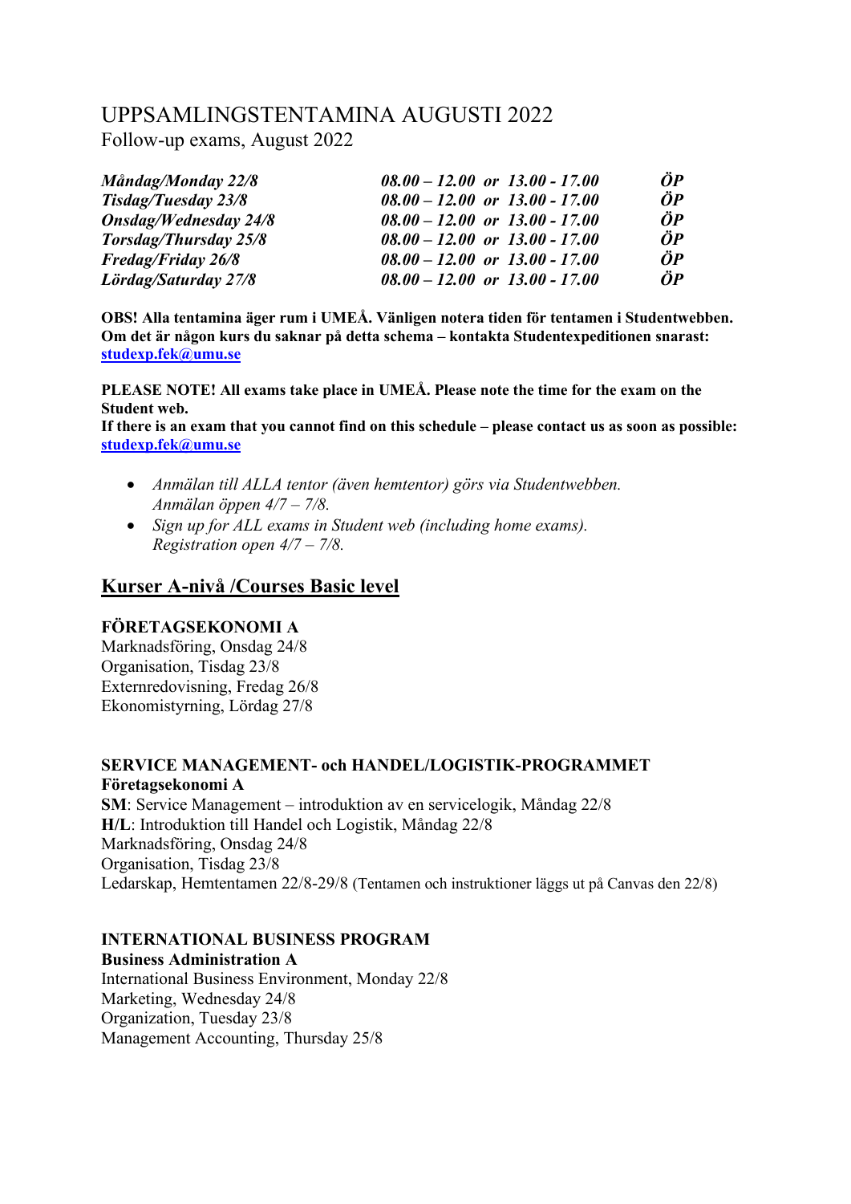# UPPSAMLINGSTENTAMINA AUGUSTI 2022

Follow-up exams, August 2022

| | | |
|---|---|---|
| ***Måndag/Monday 22/8*** | ***08.00 – 12.00 or 13.00 - 17.00*** | ***ÖP*** |
| ***Tisdag/Tuesday 23/8*** | ***08.00 – 12.00 or 13.00 - 17.00*** | ***ÖP*** |
| ***Onsdag/Wednesday 24/8*** | ***08.00 – 12.00 or 13.00 - 17.00*** | ***ÖP*** |
| ***Torsdag/Thursday 25/8*** | ***08.00 – 12.00 or 13.00 - 17.00*** | ***ÖP*** |
| ***Fredag/Friday 26/8*** | ***08.00 – 12.00 or 13.00 - 17.00*** | ***ÖP*** |
| ***Lördag/Saturday 27/8*** | ***08.00 – 12.00 or 13.00 - 17.00*** | ***ÖP*** |

**OBS! Alla tentamina äger rum i UMEÅ. Vänligen notera tiden för tentamen i Studentwebben. Om det är någon kurs du saknar på detta schema – kontakta Studentexpeditionen snarast: studexp.fek@umu.se**

**PLEASE NOTE! All exams take place in UMEÅ. Please note the time for the exam on the Student web.**
**If there is an exam that you cannot find on this schedule – please contact us as soon as possible: studexp.fek@umu.se**

- *Anmälan till ALLA tentor (även hemtentor) görs via Studentwebben. Anmälan öppen 4/7 – 7/8.*
- *Sign up for ALL exams in Student web (including home exams). Registration open 4/7 – 7/8.*

## Kurser A-nivå /Courses Basic level

### FÖRETAGSEKONOMI A

Marknadsföring, Onsdag 24/8
Organisation, Tisdag 23/8
Externredovisning, Fredag 26/8
Ekonomistyrning, Lördag 27/8

### SERVICE MANAGEMENT- och HANDEL/LOGISTIK-PROGRAMMET

**Företagsekonomi A**
**SM**: Service Management – introduktion av en servicelogik, Måndag 22/8
**H/L**: Introduktion till Handel och Logistik, Måndag 22/8
Marknadsföring, Onsdag 24/8
Organisation, Tisdag 23/8
Ledarskap, Hemtentamen 22/8-29/8 (Tentamen och instruktioner läggs ut på Canvas den 22/8)

### INTERNATIONAL BUSINESS PROGRAM

**Business Administration A**
International Business Environment, Monday 22/8
Marketing, Wednesday 24/8
Organization, Tuesday 23/8
Management Accounting, Thursday 25/8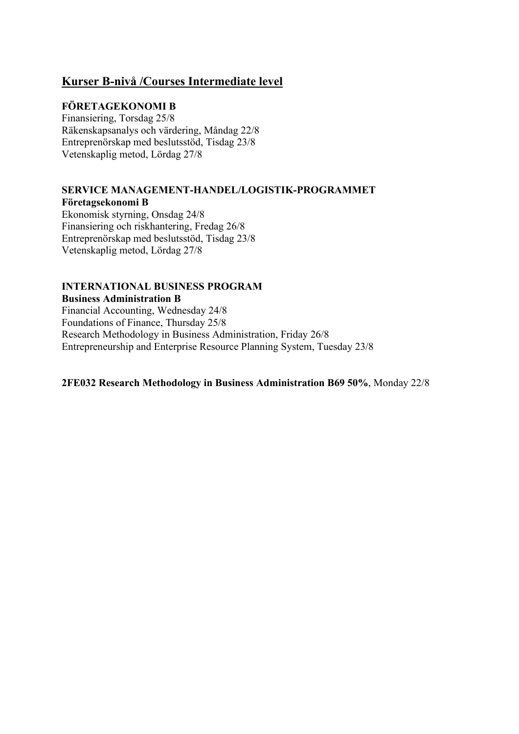## Kurser B-nivå /Courses Intermediate level

**FÖRETAGEKONOMI B**

Finansiering, Torsdag 25/8
Räkenskapsanalys och värdering, Måndag 22/8
Entreprenörskap med beslutsstöd, Tisdag 23/8
Vetenskaplig metod, Lördag 27/8

**SERVICE MANAGEMENT-HANDEL/LOGISTIK-PROGRAMMET**
**Företagsekonomi B**

Ekonomisk styrning, Onsdag 24/8
Finansiering och riskhantering, Fredag 26/8
Entreprenörskap med beslutsstöd, Tisdag 23/8
Vetenskaplig metod, Lördag 27/8

**INTERNATIONAL BUSINESS PROGRAM**
**Business Administration B**

Financial Accounting, Wednesday 24/8
Foundations of Finance, Thursday 25/8
Research Methodology in Business Administration, Friday 26/8
Entrepreneurship and Enterprise Resource Planning System, Tuesday 23/8

**2FE032 Research Methodology in Business Administration B69 50%**, Monday 22/8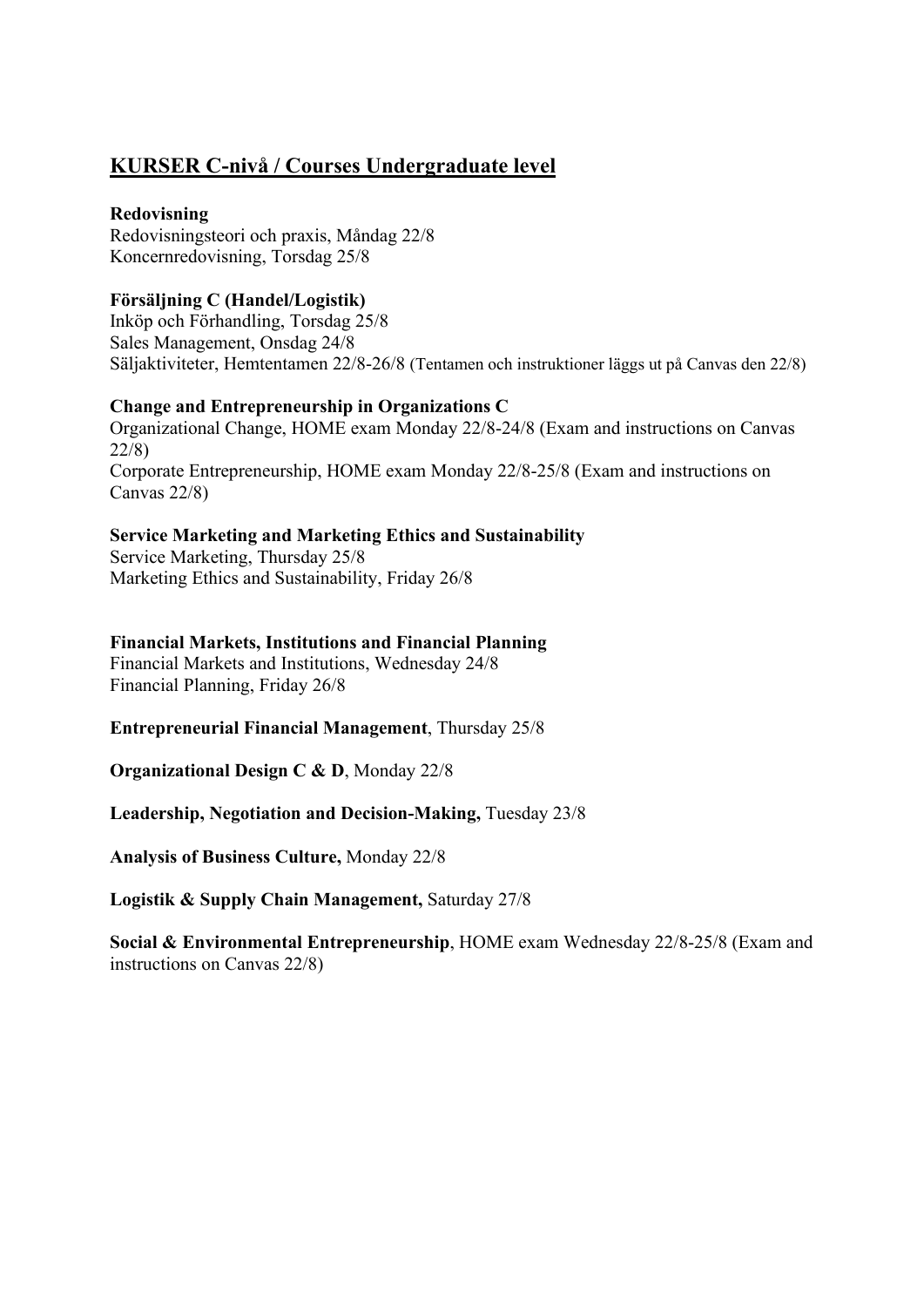## **KURSER C-nivå / Courses Undergraduate level**

**Redovisning**
Redovisningsteori och praxis, Måndag 22/8
Koncernredovisning, Torsdag 25/8

**Försäljning C (Handel/Logistik)**
Inköp och Förhandling, Torsdag 25/8
Sales Management, Onsdag 24/8
Säljaktiviteter, Hemtentamen 22/8-26/8 (Tentamen och instruktioner läggs ut på Canvas den 22/8)

**Change and Entrepreneurship in Organizations C**
Organizational Change, HOME exam Monday 22/8-24/8 (Exam and instructions on Canvas 22/8)
Corporate Entrepreneurship, HOME exam Monday 22/8-25/8 (Exam and instructions on Canvas 22/8)

**Service Marketing and Marketing Ethics and Sustainability**
Service Marketing, Thursday 25/8
Marketing Ethics and Sustainability, Friday 26/8

**Financial Markets, Institutions and Financial Planning**
Financial Markets and Institutions, Wednesday 24/8
Financial Planning, Friday 26/8

**Entrepreneurial Financial Management**, Thursday 25/8

**Organizational Design C & D**, Monday 22/8

**Leadership, Negotiation and Decision-Making,** Tuesday 23/8

**Analysis of Business Culture,** Monday 22/8

**Logistik & Supply Chain Management,** Saturday 27/8

**Social & Environmental Entrepreneurship**, HOME exam Wednesday 22/8-25/8 (Exam and instructions on Canvas 22/8)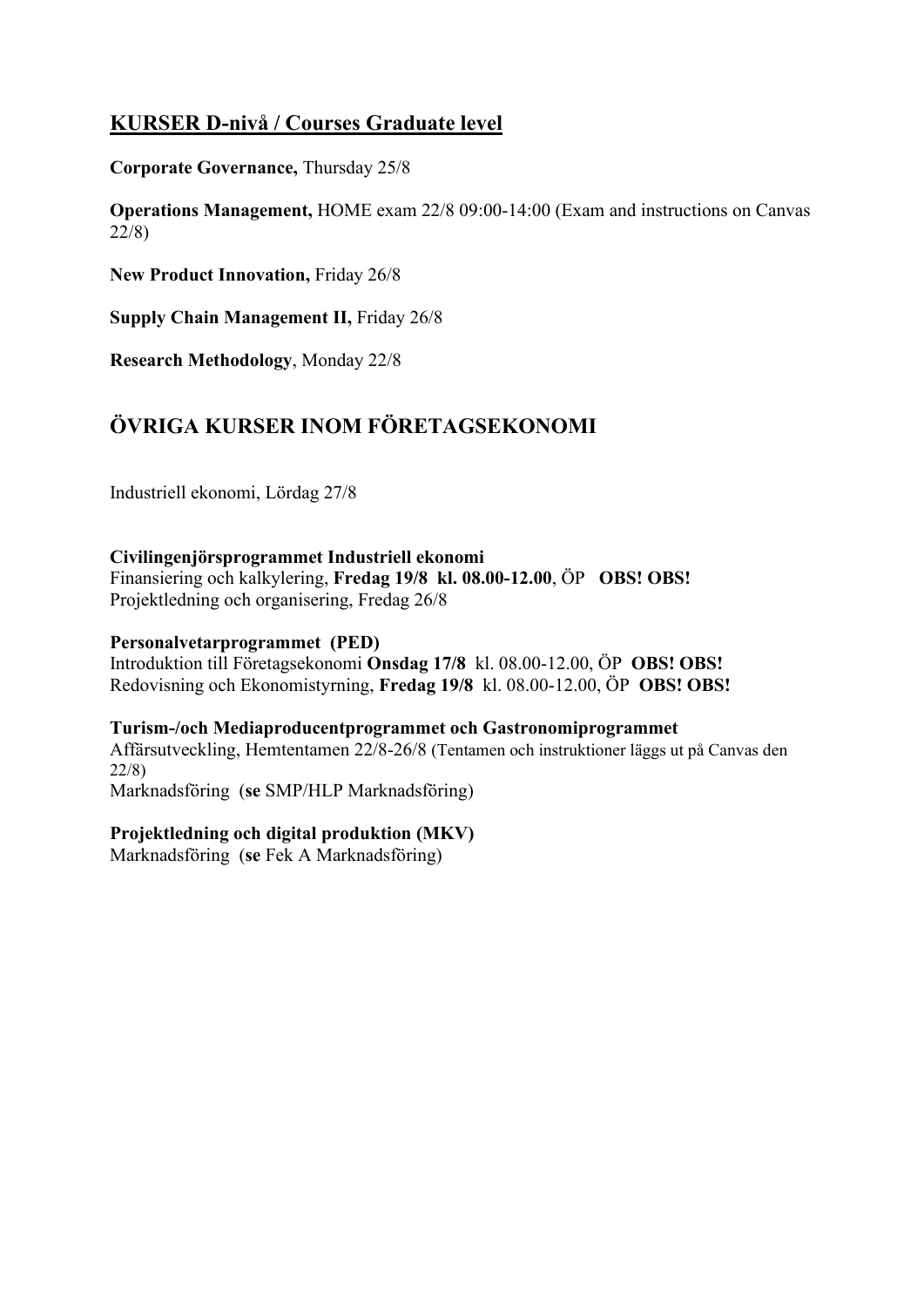## KURSER D-nivå / Courses Graduate level

**Corporate Governance,** Thursday 25/8

**Operations Management,** HOME exam 22/8 09:00-14:00 (Exam and instructions on Canvas 22/8)

**New Product Innovation,** Friday 26/8

**Supply Chain Management II,** Friday 26/8

**Research Methodology**, Monday 22/8

## ÖVRIGA KURSER INOM FÖRETAGSEKONOMI

Industriell ekonomi, Lördag 27/8

**Civilingenjörsprogrammet Industriell ekonomi**
Finansiering och kalkylering, **Fredag 19/8 kl. 08.00-12.00**, ÖP **OBS! OBS!**
Projektledning och organisering, Fredag 26/8

**Personalvetarprogrammet (PED)**
Introduktion till Företagsekonomi **Onsdag 17/8** kl. 08.00-12.00, ÖP **OBS! OBS!**
Redovisning och Ekonomistyrning, **Fredag 19/8** kl. 08.00-12.00, ÖP **OBS! OBS!**

**Turism-/och Mediaproducentprogrammet och Gastronomiprogrammet**
Affärsutveckling, Hemtentamen 22/8-26/8 (Tentamen och instruktioner läggs ut på Canvas den 22/8)
Marknadsföring (**se** SMP/HLP Marknadsföring)

**Projektledning och digital produktion (MKV)**
Marknadsföring (**se** Fek A Marknadsföring)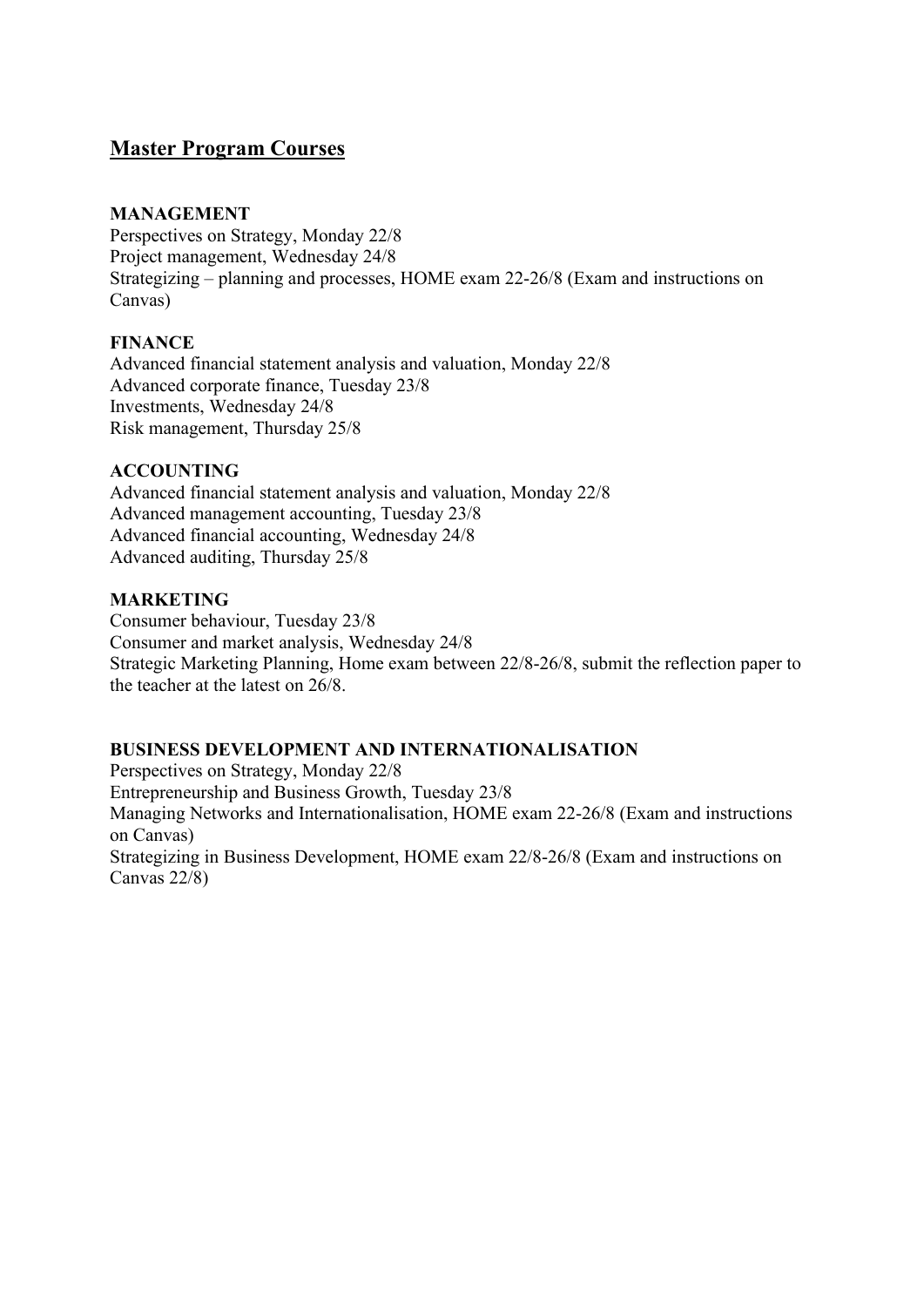# Master Program Courses

**MANAGEMENT**

Perspectives on Strategy, Monday 22/8
Project management, Wednesday 24/8
Strategizing – planning and processes, HOME exam 22-26/8 (Exam and instructions on Canvas)

**FINANCE**

Advanced financial statement analysis and valuation, Monday 22/8
Advanced corporate finance, Tuesday 23/8
Investments, Wednesday 24/8
Risk management, Thursday 25/8

**ACCOUNTING**

Advanced financial statement analysis and valuation, Monday 22/8
Advanced management accounting, Tuesday 23/8
Advanced financial accounting, Wednesday 24/8
Advanced auditing, Thursday 25/8

**MARKETING**

Consumer behaviour, Tuesday 23/8
Consumer and market analysis, Wednesday 24/8
Strategic Marketing Planning, Home exam between 22/8-26/8, submit the reflection paper to the teacher at the latest on 26/8.

**BUSINESS DEVELOPMENT AND INTERNATIONALISATION**

Perspectives on Strategy, Monday 22/8
Entrepreneurship and Business Growth, Tuesday 23/8
Managing Networks and Internationalisation, HOME exam 22-26/8 (Exam and instructions on Canvas)
Strategizing in Business Development, HOME exam 22/8-26/8 (Exam and instructions on Canvas 22/8)